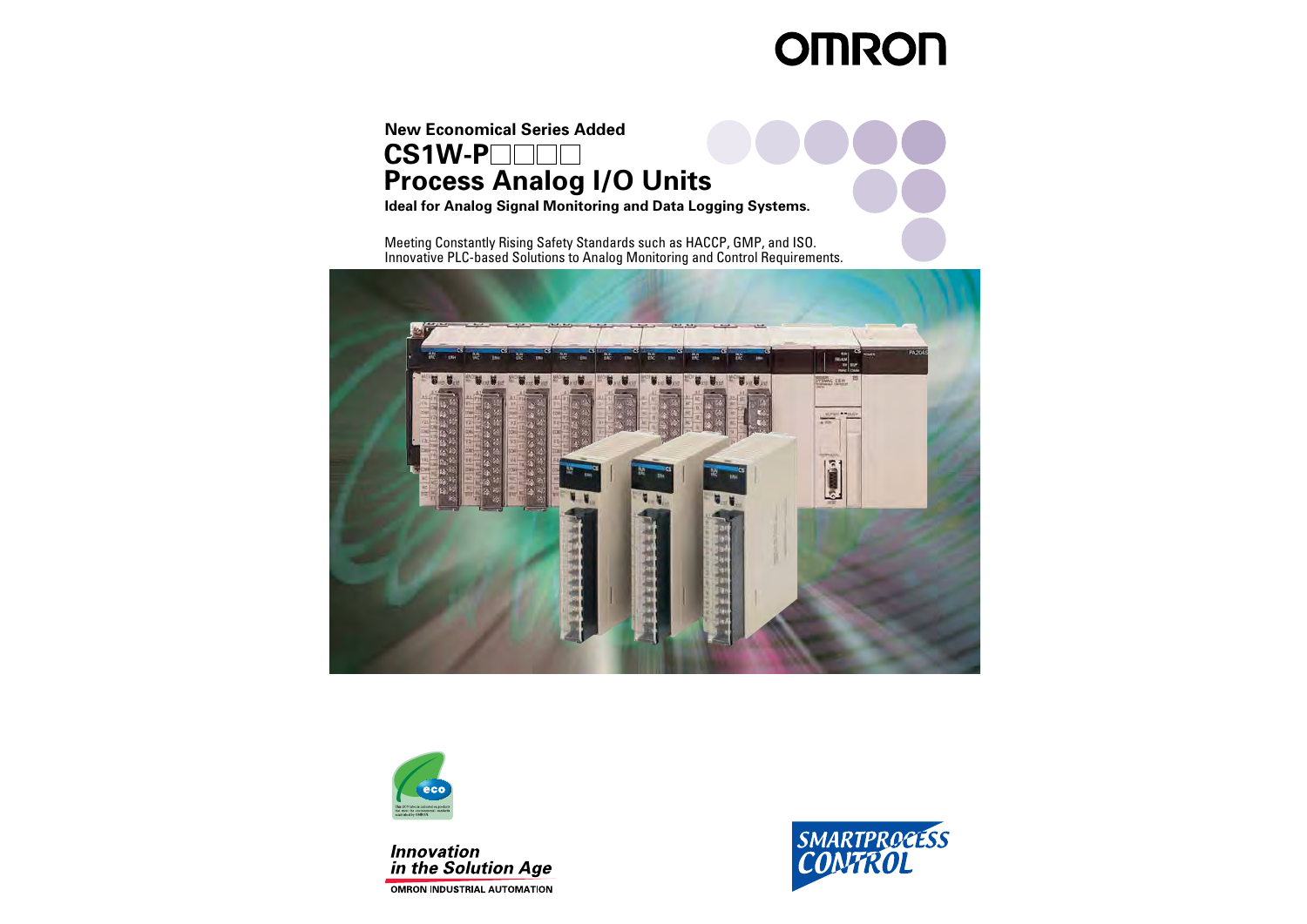OMRON

**New Economical Series Added**

# CS1W-P□□□□ Process Analog I/O Units

**Ideal for Analog Signal Monitoring and Data Logging Systems.**

Meeting Constantly Rising Safety Standards such as HACCP, GMP, and ISO.
Innovative PLC-based Solutions to Analog Monitoring and Control Requirements.

*Innovation in the Solution Age*

OMRON INDUSTRIAL AUTOMATION

SMARTPROCESS CONTROL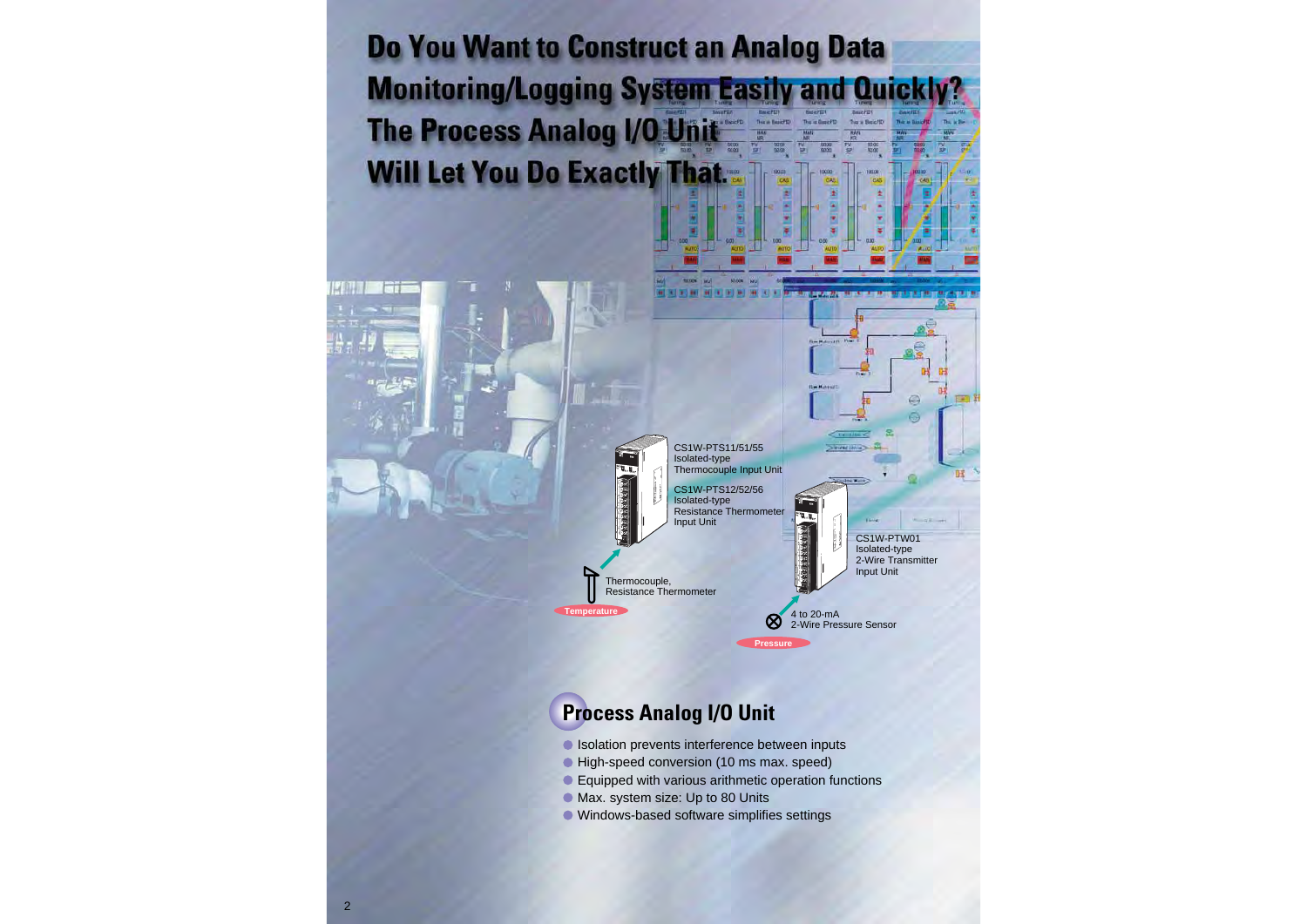# Do You Want to Construct an Analog Data Monitoring/Logging System Easily and Quickly? The Process Analog I/O Unit Will Let You Do Exactly That.

CS1W-PTS11/51/55
Isolated-type
Thermocouple Input Unit

CS1W-PTS12/52/56
Isolated-type
Resistance Thermometer
Input Unit

Thermocouple,
Resistance Thermometer

Temperature

CS1W-PTW01
Isolated-type
2-Wire Transmitter
Input Unit

4 to 20-mA
2-Wire Pressure Sensor

Pressure

## Process Analog I/O Unit

- Isolation prevents interference between inputs
- High-speed conversion (10 ms max. speed)
- Equipped with various arithmetic operation functions
- Max. system size: Up to 80 Units
- Windows-based software simplifies settings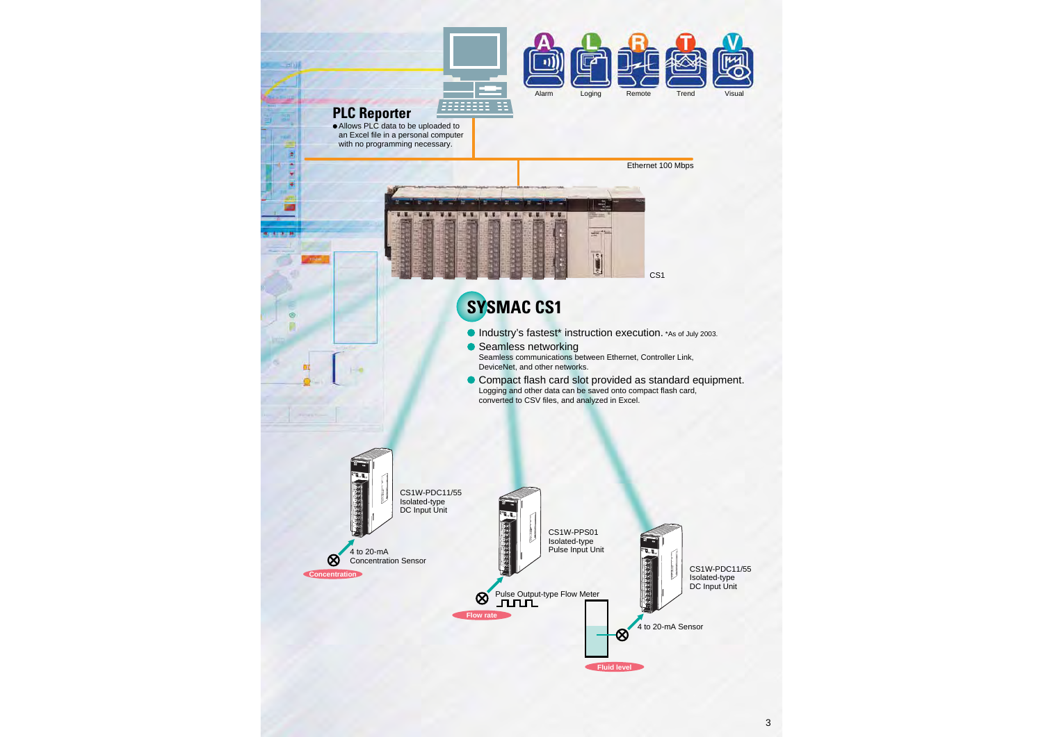Alarm

Loging

Remote

Trend

Visual

## PLC Reporter

- Allows PLC data to be uploaded to an Excel file in a personal computer with no programming necessary.

Ethernet 100 Mbps

CS1

## SYSMAC CS1

- Industry's fastest* instruction execution. *As of July 2003.
- Seamless networking
  Seamless communications between Ethernet, Controller Link, DeviceNet, and other networks.
- Compact flash card slot provided as standard equipment.
  Logging and other data can be saved onto compact flash card, converted to CSV files, and analyzed in Excel.

CS1W-PDC11/55
Isolated-type
DC Input Unit

4 to 20-mA
Concentration Sensor

Concentration

CS1W-PPS01
Isolated-type
Pulse Input Unit

Pulse Output-type Flow Meter

Flow rate

CS1W-PDC11/55
Isolated-type
DC Input Unit

4 to 20-mA Sensor

Fluid level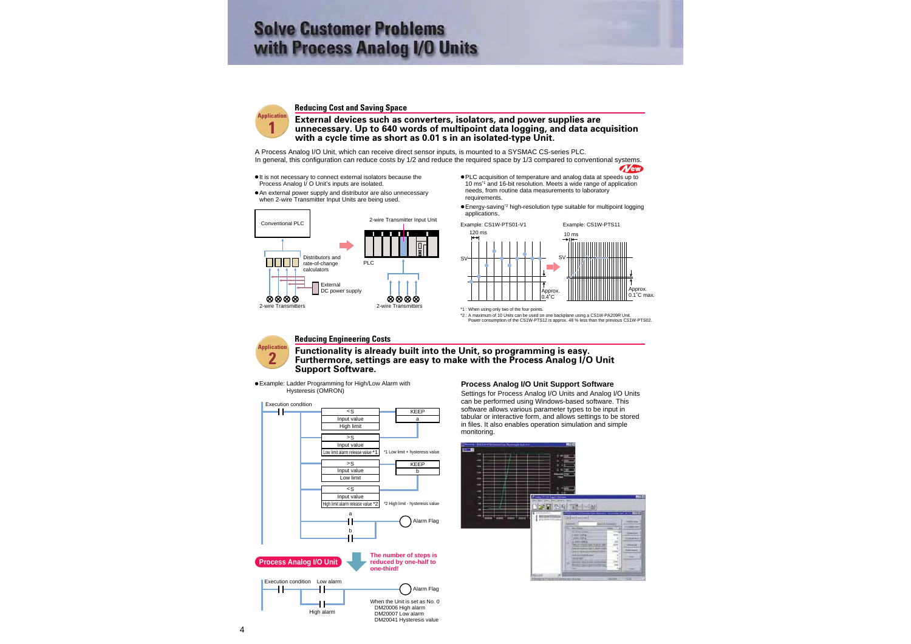# Solve Customer Problems with Process Analog I/O Units

## Application 1

### Reducing Cost and Saving Space

**External devices such as converters, isolators, and power supplies are unnecessary. Up to 640 words of multipoint data logging, and data acquisition with a cycle time as short as 0.01 s in an isolated-type Unit.**

A Process Analog I/O Unit, which can receive direct sensor inputs, is mounted to a SYSMAC CS-series PLC.
In general, this configuration can reduce costs by 1/2 and reduce the required space by 1/3 compared to conventional systems.

- It is not necessary to connect external isolators because the Process Analog I/ O Unit's inputs are isolated.
- An external power supply and distributor are also unnecessary when 2-wire Transmitter Input Units are being used.

Conventional PLC

Distributors and rate-of-change calculators

External DC power supply

2-wire Transmitters

2-wire Transmitter Input Unit

PLC

2-wire Transmitters

New

- PLC acquisition of temperature and analog data at speeds up to 10 ms*1 and 16-bit resolution. Meets a wide range of application needs, from routine data measurements to laboratory requirements.
- Energy-saving*2 high-resolution type suitable for multipoint logging applications.

Example: CS1W-PTS01-V1

120 ms

SV

Approx. 0.4°C

Example: CS1W-PTS11

10 ms

SV

Approx. 0.1°C max.

*1 : When using only two of the four points.

*2 : A maximum of 10 Units can be used on one backplane using a CS1W-PA209R Unit. Power consumption of the CS1W-PTS12 is approx. 48 % less than the previous CS1W-PTS02.

## Application 2

### Reducing Engineering Costs

**Functionality is already built into the Unit, so programming is easy. Furthermore, settings are easy to make with the Process Analog I/O Unit Support Software.**

- Example: Ladder Programming for High/Low Alarm with Hysteresis (OMRON)

Execution condition

<S | Input value | High limit — KEEP a

>S | Input value | Low limit alarm release value *1 — *1 Low limit + hysteresis value

>S | Input value | Low limit — KEEP b

<S | Input value | High limit alarm release value *2 — *2 High limit - hysteresis value

a, b — Alarm Flag

Process Analog I/O Unit

The number of steps is reduced by one-half to one-third!

Execution condition — Low alarm / High alarm — Alarm Flag

When the Unit is set as No. 0
DM20006 High alarm
DM20007 Low alarm
DM20041 Hysteresis value

#### Process Analog I/O Unit Support Software

Settings for Process Analog I/O Units and Analog I/O Units can be performed using Windows-based software. This software allows various parameter types to be input in tabular or interactive form, and allows settings to be stored in files. It also enables operation simulation and simple monitoring.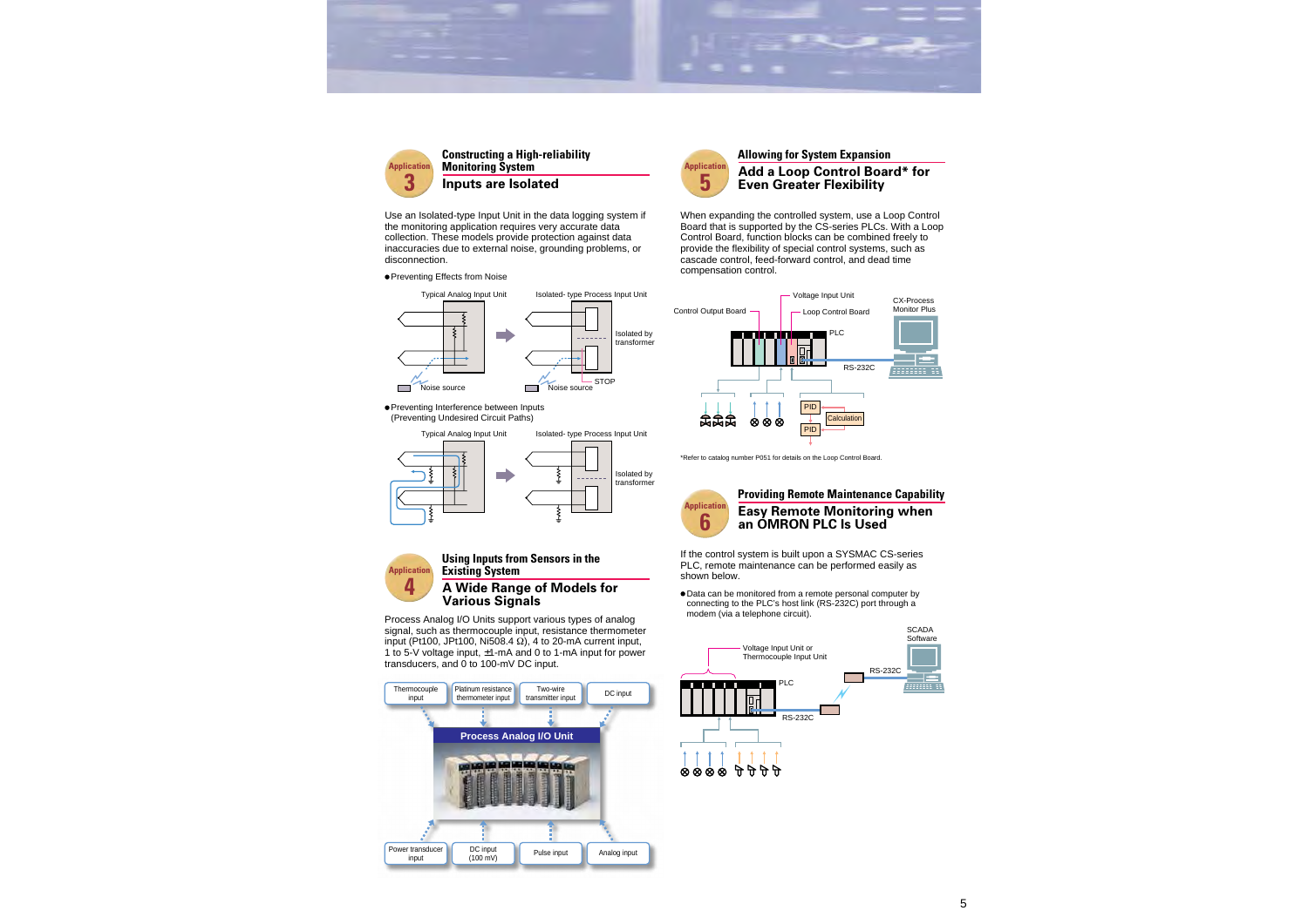## Application 3

### Constructing a High-reliability Monitoring System

### Inputs are Isolated

Use an Isolated-type Input Unit in the data logging system if the monitoring application requires very accurate data collection. These models provide protection against data inaccuracies due to external noise, grounding problems, or disconnection.

- Preventing Effects from Noise

Typical Analog Input Unit

Noise source

Isolated- type Process Input Unit

Isolated by transformer

STOP

Noise source

- Preventing Interference between Inputs (Preventing Undesired Circuit Paths)

Typical Analog Input Unit

Isolated- type Process Input Unit

Isolated by transformer

## Application 4

### Using Inputs from Sensors in the Existing System

### A Wide Range of Models for Various Signals

Process Analog I/O Units support various types of analog signal, such as thermocouple input, resistance thermometer input (Pt100, JPt100, Ni508.4 Ω), 4 to 20-mA current input, 1 to 5-V voltage input, ±1-mA and 0 to 1-mA input for power transducers, and 0 to 100-mV DC input.

Thermocouple input

Platinum resistance thermometer input

Two-wire transmitter input

DC input

Process Analog I/O Unit

Power transducer input

DC input (100 mV)

Pulse input

Analog input

## Application 5

### Allowing for System Expansion

### Add a Loop Control Board* for Even Greater Flexibility

When expanding the controlled system, use a Loop Control Board that is supported by the CS-series PLCs. With a Loop Control Board, function blocks can be combined freely to provide the flexibility of special control systems, such as cascade control, feed-forward control, and dead time compensation control.

Voltage Input Unit

Control Output Board

Loop Control Board

CX-Process Monitor Plus

PLC

RS-232C

PID

Calculation

PID

*Refer to catalog number P051 for details on the Loop Control Board.

## Application 6

### Providing Remote Maintenance Capability

### Easy Remote Monitoring when an OMRON PLC Is Used

If the control system is built upon a SYSMAC CS-series PLC, remote maintenance can be performed easily as shown below.

- Data can be monitored from a remote personal computer by connecting to the PLC's host link (RS-232C) port through a modem (via a telephone circuit).

SCADA Software

Voltage Input Unit or Thermocouple Input Unit

RS-232C

PLC

RS-232C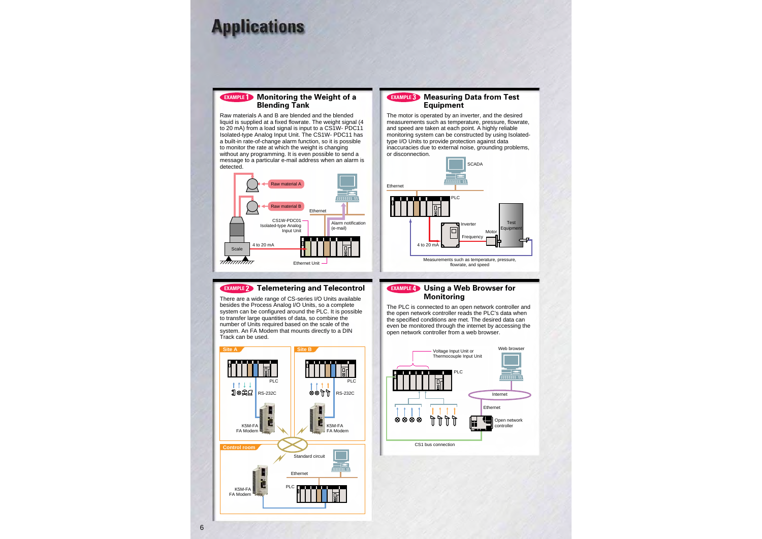# Applications

## EXAMPLE 1 Monitoring the Weight of a Blending Tank

Raw materials A and B are blended and the blended liquid is supplied at a fixed flowrate. The weight signal (4 to 20 mA) from a load signal is input to a CS1W- PDC11 Isolated-type Analog Input Unit. The CS1W- PDC11 has a built-in rate-of-change alarm function, so it is possible to monitor the rate at which the weight is changing without any programming. It is even possible to send a message to a particular e-mail address when an alarm is detected.

Raw material A
Raw material B
Ethernet
CS1W-PDC01
Isolated-type Analog
Input Unit
Alarm notification
(e-mail)
Scale
4 to 20 mA
Ethernet Unit

## EXAMPLE 2 Telemetering and Telecontrol

There are a wide range of CS-series I/O Units available besides the Process Analog I/O Units, so a complete system can be configured around the PLC. It is possible to transfer large quantities of data, so combine the number of Units required based on the scale of the system. An FA Modem that mounts directly to a DIN Track can be used.

Site A
PLC
RS-232C
K5M-FA
FA Modem

Site B
PLC
RS-232C
K5M-FA
FA Modem

Control room
Standard circuit
Ethernet
PLC
K5M-FA
FA Modem

## EXAMPLE 3 Measuring Data from Test Equipment

The motor is operated by an inverter, and the desired measurements such as temperature, pressure, flowrate, and speed are taken at each point. A highly reliable monitoring system can be constructed by using Isolated-type I/O Units to provide protection against data inaccuracies due to external noise, grounding problems, or disconnection.

SCADA
Ethernet
PLC
Inverter
Test
Equipment
Motor
Frequency
4 to 20 mA
Measurements such as temperature, pressure,
flowrate, and speed

## EXAMPLE 4 Using a Web Browser for Monitoring

The PLC is connected to an open network controller and the open network controller reads the PLC's data when the specified conditions are met. The desired data can even be monitored through the internet by accessing the open network controller from a web browser.

Voltage Input Unit or
Thermocouple Input Unit
Web browser
PLC
Internet
Ethernet
Open network
controller
CS1 bus connection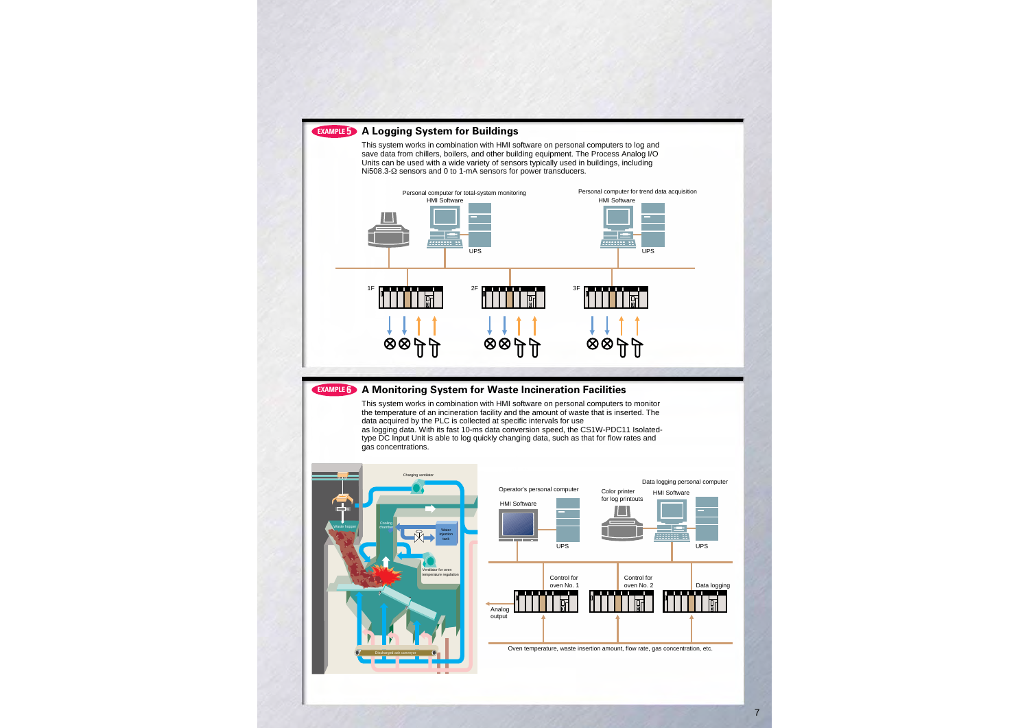## EXAMPLE 5 A Logging System for Buildings

This system works in combination with HMI software on personal computers to log and save data from chillers, boilers, and other building equipment. The Process Analog I/O Units can be used with a wide variety of sensors typically used in buildings, including Ni508.3-Ω sensors and 0 to 1-mA sensors for power transducers.

Personal computer for total-system monitoring
HMI Software
UPS
Personal computer for trend data acquisition
HMI Software
UPS
1F
2F
3F

## EXAMPLE 6 A Monitoring System for Waste Incineration Facilities

This system works in combination with HMI software on personal computers to monitor the temperature of an incineration facility and the amount of waste that is inserted. The data acquired by the PLC is collected at specific intervals for use as logging data. With its fast 10-ms data conversion speed, the CS1W-PDC11 Isolated-type DC Input Unit is able to log quickly changing data, such as that for flow rates and gas concentrations.

Charging ventilator
Waste hopper
Cooling chamber
Water injection tank
Ventilator for oven temperature regulation
Discharged ash conveyor

Operator's personal computer
HMI Software
UPS
Color printer for log printouts
Data logging personal computer
HMI Software
UPS
Control for oven No. 1
Control for oven No. 2
Data logging
Analog output
Oven temperature, waste insertion amount, flow rate, gas concentration, etc.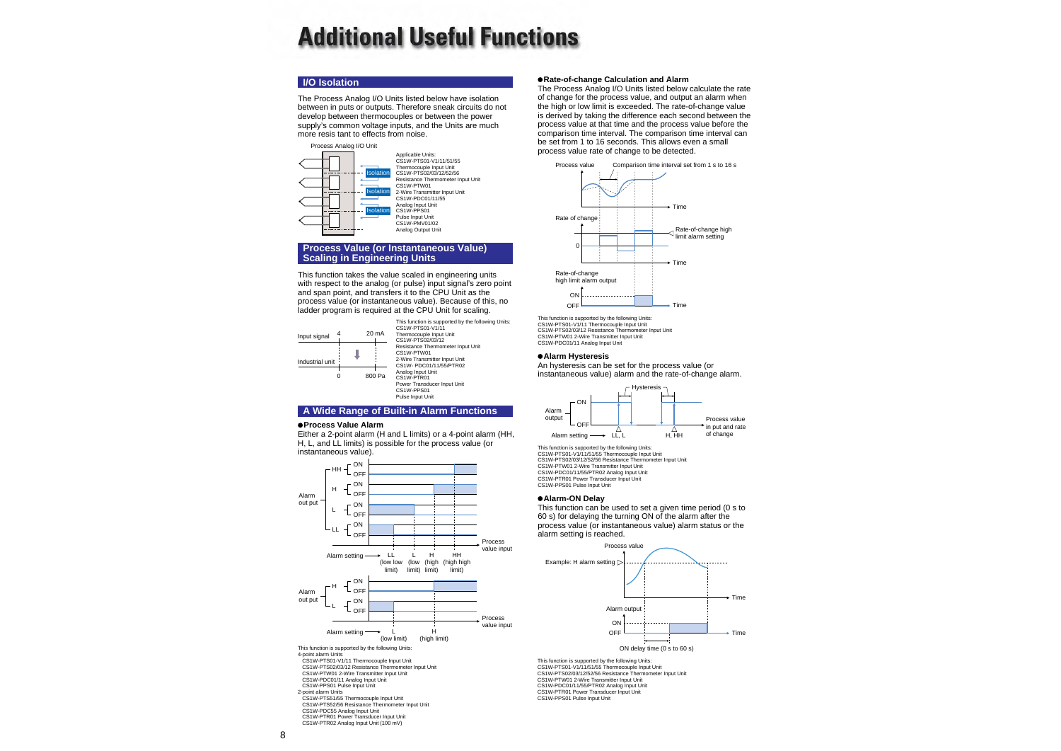# Additional Useful Functions

## I/O Isolation

The Process Analog I/O Units listed below have isolation between in puts or outputs. Therefore sneak circuits do not develop between thermocouples or between the power supply's common voltage inputs, and the Units are much more resis tant to effects from noise.

Process Analog I/O Unit

Isolation
Isolation
Isolation

Applicable Units:
CS1W-PTS01-V1/11/51/55
Thermocouple Input Unit
CS1W-PTS02/03/12/52/56
Resistance Thermometer Input Unit
CS1W-PTW01
2-Wire Transmitter Input Unit
CS1W-PDC01/11/55
Analog Input Unit
CS1W-PPS01
Pulse Input Unit
CS1W-PMV01/02
Analog Output Unit

## Process Value (or Instantaneous Value) Scaling in Engineering Units

This function takes the value scaled in engineering units with respect to the analog (or pulse) input signal's zero point and span point, and transfers it to the CPU Unit as the process value (or instantaneous value). Because of this, no ladder program is required at the CPU Unit for scaling.

Input signal 4 20 mA
Industrial unit 0 800 Pa

This function is supported by the following Units:
CS1W-PTS01-V1/11
Thermocouple Input Unit
CS1W-PTS02/03/12
Resistance Thermometer Input Unit
CS1W-PTW01
2-Wire Transmitter Input Unit
CS1W- PDC01/11/55/PTR02
Analog Input Unit
CS1W-PTR01
Power Transducer Input Unit
CS1W-PPS01
Pulse Input Unit

## A Wide Range of Built-in Alarm Functions

**●Process Value Alarm**

Either a 2-point alarm (H and L limits) or a 4-point alarm (HH, H, L, and LL limits) is possible for the process value (or instantaneous value).

Alarm out put
HH ON OFF
H ON OFF
L ON OFF
LL ON OFF
Process value input
Alarm setting LL (low low limit) L (low limit) H (high limit) HH (high high limit)

Alarm out put
H ON OFF
L ON OFF
Process value input
Alarm setting L (low limit) H (high limit)

This function is supported by the following Units:
4-point alarm Units
CS1W-PTS01-V1/11 Thermocouple Input Unit
CS1W-PTS02/03/12 Resistance Thermometer Input Unit
CS1W-PTW01 2-Wire Transmitter Input Unit
CS1W-PDC01/11 Analog Input Unit
CS1W-PPS01 Pulse Input Unit
2-point alarm Units
CS1W-PTS51/55 Thermocouple Input Unit
CS1W-PTS52/56 Resistance Thermometer Input Unit
CS1W-PDC55 Analog Input Unit
CS1W-PTR01 Power Transducer Input Unit
CS1W-PTR02 Analog Input Unit (100 mV)

**●Rate-of-change Calculation and Alarm**

The Process Analog I/O Units listed below calculate the rate of change for the process value, and output an alarm when the high or low limit is exceeded. The rate-of-change value is derived by taking the difference each second between the process value at that time and the process value before the comparison time interval. The comparison time interval can be set from 1 to 16 seconds. This allows even a small process value rate of change to be detected.

Process value
Comparison time interval set from 1 s to 16 s
Time
Rate of change
Rate-of-change high limit alarm setting
0
Time
Rate-of-change high limit alarm output
ON
OFF
Time

This function is supported by the following Units:
CS1W-PTS01-V1/11 Thermocouple Input Unit
CS1W-PTS02/03/12 Resistance Thermometer Input Unit
CS1W-PTW01 2-Wire Transmitter Input Unit
CS1W-PDC01/11 Analog Input Unit

**●Alarm Hysteresis**

An hysteresis can be set for the process value (or instantaneous value) alarm and the rate-of-change alarm.

Hysteresis
Alarm output ON OFF
Alarm setting LL, L H, HH
Process value in put and rate of change

This function is supported by the following Units:
CS1W-PTS01-V1/11/51/55 Thermocouple Input Unit
CS1W-PTS02/03/12/52/56 Resistance Thermometer Input Unit
CS1W-PTW01 2-Wire Transmitter Input Unit
CS1W-PDC01/11/55/PTR02 Analog Input Unit
CS1W-PTR01 Power Transducer Input Unit
CS1W-PPS01 Pulse Input Unit

**●Alarm-ON Delay**

This function can be used to set a given time period (0 s to 60 s) for delaying the turning ON of the alarm after the process value (or instantaneous value) alarm status or the alarm setting is reached.

Process value
Example: H alarm setting
Time
Alarm output
ON
OFF
Time
ON delay time (0 s to 60 s)

This function is supported by the following Units:
CS1W-PTS01-V1/11/51/55 Thermocouple Input Unit
CS1W-PTS02/03/12/52/56 Resistance Thermometer Input Unit
CS1W-PTW01 2-Wire Transmitter Input Unit
CS1W-PDC01/11/55/PTR02 Analog Input Unit
CS1W-PTR01 Power Transducer Input Unit
CS1W-PPS01 Pulse Input Unit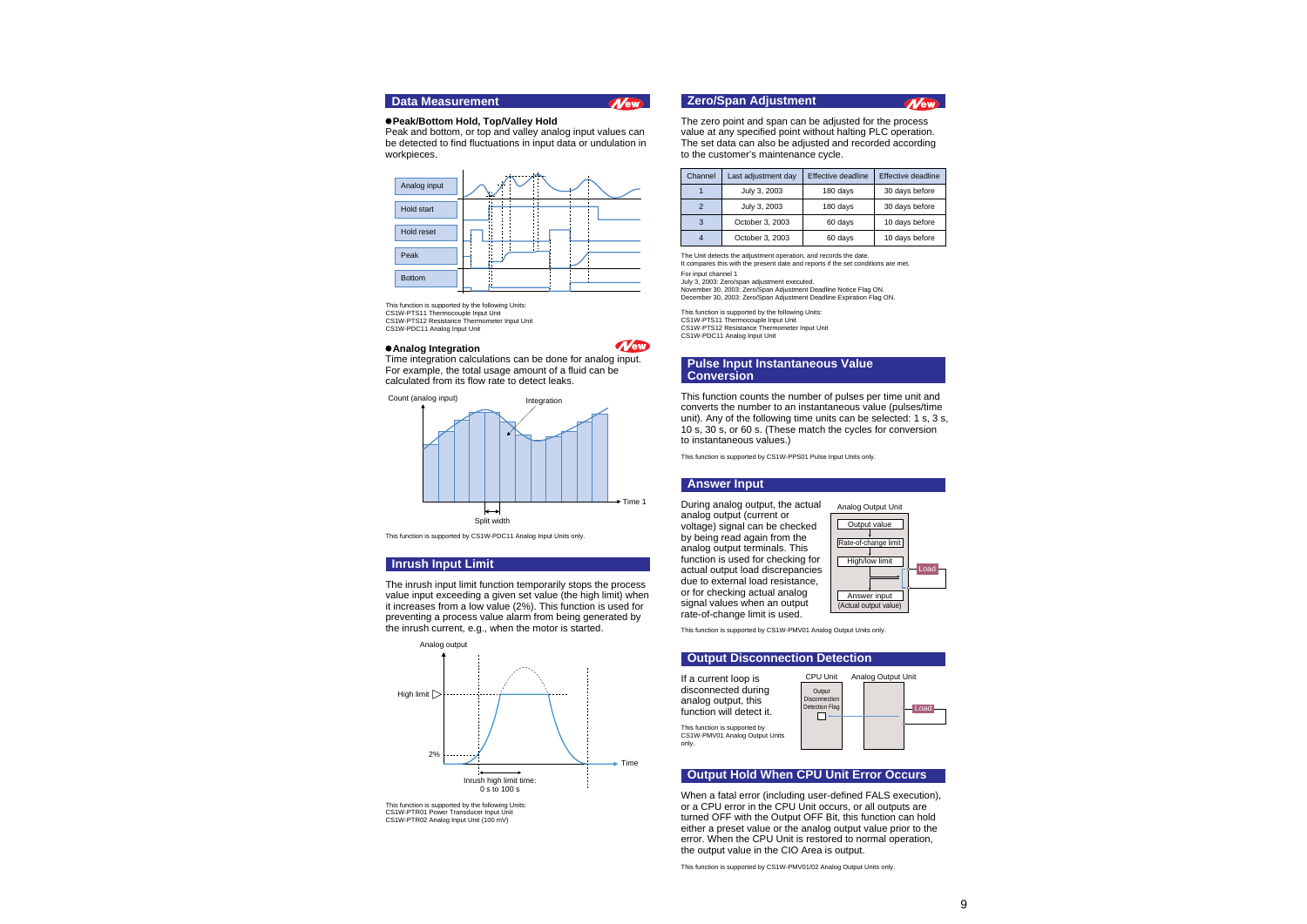## Data Measurement

New

### ●Peak/Bottom Hold, Top/Valley Hold

Peak and bottom, or top and valley analog input values can be detected to find fluctuations in input data or undulation in workpieces.

Analog input
Hold start
Hold reset
Peak
Bottom

This function is supported by the following Units:
CS1W-PTS11 Thermocouple Input Unit
CS1W-PTS12 Resistance Thermometer Input Unit
CS1W-PDC11 Analog Input Unit

### ●Analog Integration

New

Time integration calculations can be done for analog input. For example, the total usage amount of a fluid can be calculated from its flow rate to detect leaks.

Count (analog input)
Integration
Time 1
Split width

This function is supported by CS1W-PDC11 Analog Input Units only.

## Inrush Input Limit

The inrush input limit function temporarily stops the process value input exceeding a given set value (the high limit) when it increases from a low value (2%). This function is used for preventing a process value alarm from being generated by the inrush current, e.g., when the motor is started.

Analog output
High limit
2%
Time
Inrush high limit time:
0 s to 100 s

This function is supported by the following Units:
CS1W-PTR01 Power Transducer Input Unit
CS1W-PTR02 Analog Input Unit (100 mV)

## Zero/Span Adjustment

New

The zero point and span can be adjusted for the process value at any specified point without halting PLC operation. The set data can also be adjusted and recorded according to the customer's maintenance cycle.

| Channel | Last adjustment day | Effective deadline | Effective deadline |
|---|---|---|---|
| 1 | July 3, 2003 | 180 days | 30 days before |
| 2 | July 3, 2003 | 180 days | 30 days before |
| 3 | October 3, 2003 | 60 days | 10 days before |
| 4 | October 3, 2003 | 60 days | 10 days before |

The Unit detects the adjustment operation, and records the date.
It compares this with the present date and reports if the set conditions are met.

For input channel 1
July 3, 2003: Zero/span adjustment executed.
November 30, 2003: Zero/Span Adjustment Deadline Notice Flag ON.
December 30, 2003: Zero/Span Adjustment Deadline Expiration Flag ON.

This function is supported by the following Units:
CS1W-PTS11 Thermocouple Input Unit
CS1W-PTS12 Resistance Thermometer Input Unit
CS1W-PDC11 Analog Input Unit

## Pulse Input Instantaneous Value Conversion

This function counts the number of pulses per time unit and converts the number to an instantaneous value (pulses/time unit). Any of the following time units can be selected: 1 s, 3 s, 10 s, 30 s, or 60 s. (These match the cycles for conversion to instantaneous values.)

This function is supported by CS1W-PPS01 Pulse Input Units only.

## Answer Input

During analog output, the actual analog output (current or voltage) signal can be checked by being read again from the analog output terminals. This function is used for checking for actual output load discrepancies due to external load resistance, or for checking actual analog signal values when an output rate-of-change limit is used.

Analog Output Unit
Output value
Rate-of-change limit
High/low limit
Load
Answer input
(Actual output value)

This function is supported by CS1W-PMV01 Analog Output Units only.

## Output Disconnection Detection

If a current loop is disconnected during analog output, this function will detect it.

CPU Unit
Analog Output Unit
Output Disconnection Detection Flag
Load

This function is supported by CS1W-PMV01 Analog Output Units only.

## Output Hold When CPU Unit Error Occurs

When a fatal error (including user-defined FALS execution), or a CPU error in the CPU Unit occurs, or all outputs are turned OFF with the Output OFF Bit, this function can hold either a preset value or the analog output value prior to the error. When the CPU Unit is restored to normal operation, the output value in the CIO Area is output.

This function is supported by CS1W-PMV01/02 Analog Output Units only.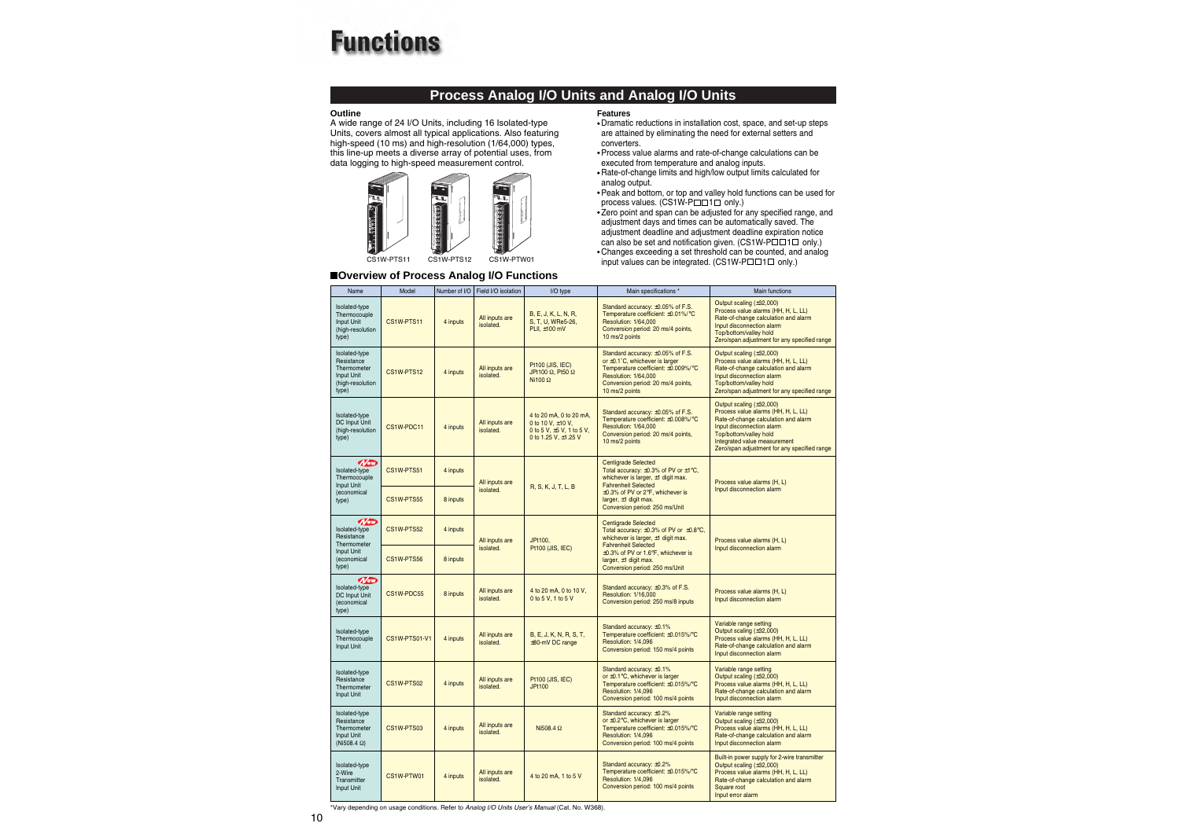# Functions

## Process Analog I/O Units and Analog I/O Units

**Outline**

A wide range of 24 I/O Units, including 16 Isolated-type Units, covers almost all typical applications. Also featuring high-speed (10 ms) and high-resolution (1/64,000) types, this line-up meets a diverse array of potential uses, from data logging to high-speed measurement control.

CS1W-PTS11 CS1W-PTS12 CS1W-PTW01

**Features**

- Dramatic reductions in installation cost, space, and set-up steps are attained by eliminating the need for external setters and converters.
- Process value alarms and rate-of-change calculations can be executed from temperature and analog inputs.
- Rate-of-change limits and high/low output limits calculated for analog output.
- Peak and bottom, or top and valley hold functions can be used for process values. (CS1W-P□□1□ only.)
- Zero point and span can be adjusted for any specified range, and adjustment days and times can be automatically saved. The adjustment deadline and adjustment deadline expiration notice can also be set and notification given. (CS1W-P□□1□ only.)
- Changes exceeding a set threshold can be counted, and analog input values can be integrated. (CS1W-P□□1□ only.)

### ■Overview of Process Analog I/O Functions

| Name | Model | Number of I/O | Field I/O isolation | I/O type | Main specifications * | Main functions |
|---|---|---|---|---|---|---|
| Isolated-type Thermocouple Input Unit (high-resolution type) | CS1W-PTS11 | 4 inputs | All inputs are isolated. | B, E, J, K, L, N, R, S, T, U, WRe5-26, PLII, ±100 mV | Standard accuracy: ±0.05% of F.S.<br>Temperature coefficient: ±0.01%/°C<br>Resolution: 1/64,000<br>Conversion period: 20 ms/4 points, 10 ms/2 points | Output scaling (±32,000)<br>Process value alarms (HH, H, L, LL)<br>Rate-of-change calculation and alarm<br>Input disconnection alarm<br>Top/bottom/valley hold<br>Zero/span adjustment for any specified range |
| Isolated-type Resistance Thermometer Input Unit (high-resolution type) | CS1W-PTS12 | 4 inputs | All inputs are isolated. | Pt100 (JIS, IEC)<br>JPt100 Ω, Pt50 Ω<br>Ni100 Ω | Standard accuracy: ±0.05% of F.S. or ±0.1°C, whichever is larger<br>Temperature coefficient: ±0.009%/°C<br>Resolution: 1/64,000<br>Conversion period: 20 ms/4 points, 10 ms/2 points | Output scaling (±32,000)<br>Process value alarms (HH, H, L, LL)<br>Rate-of-change calculation and alarm<br>Input disconnection alarm<br>Top/bottom/valley hold<br>Zero/span adjustment for any specified range |
| Isolated-type DC Input Unit (high-resolution type) | CS1W-PDC11 | 4 inputs | All inputs are isolated. | 4 to 20 mA, 0 to 20 mA, 0 to 10 V, ±10 V, 0 to 5 V, ±5 V, 1 to 5 V, 0 to 1.25 V, ±1.25 V | Standard accuracy: ±0.05% of F.S.<br>Temperature coefficient: ±0.008%/°C<br>Resolution: 1/64,000<br>Conversion period: 20 ms/4 points, 10 ms/2 points | Output scaling (±32,000)<br>Process value alarms (HH, H, L, LL)<br>Rate-of-change calculation and alarm<br>Input disconnection alarm<br>Top/bottom/valley hold<br>Integrated value measurement<br>Zero/span adjustment for any specified range |
| New Isolated-type Thermocouple Input Unit (economical type) | CS1W-PTS51 | 4 inputs | All inputs are isolated. | R, S, K, J, T, L, B | Centigrade Selected<br>Total accuracy: ±0.3% of PV or ±1°C, whichever is larger, ±1 digit max.<br>Fahrenheit Selected<br>±0.3% of PV or 2°F, whichever is larger, ±1 digit max.<br>Conversion period: 250 ms/Unit | Process value alarms (H, L)<br>Input disconnection alarm |
| | CS1W-PTS55 | 8 inputs | | | | |
| New Isolated-type Resistance Thermometer Input Unit (economical type) | CS1W-PTS52 | 4 inputs | All inputs are isolated. | JPt100, Pt100 (JIS, IEC) | Centigrade Selected<br>Total accuracy: ±0.3% of PV or ±0.8°C, whichever is larger, ±1 digit max.<br>Fahrenheit Selected<br>±0.3% of PV or 1.6°F, whichever is larger, ±1 digit max.<br>Conversion period: 250 ms/Unit | Process value alarms (H, L)<br>Input disconnection alarm |
| | CS1W-PTS56 | 8 inputs | | | | |
| New Isolated-type DC Input Unit (economical type) | CS1W-PDC55 | 8 inputs | All inputs are isolated. | 4 to 20 mA, 0 to 10 V, 0 to 5 V, 1 to 5 V | Standard accuracy: ±0.3% of F.S.<br>Resolution: 1/16,000<br>Conversion period: 250 ms/8 inputs | Process value alarms (H, L)<br>Input disconnection alarm |
| Isolated-type Thermocouple Input Unit | CS1W-PTS01-V1 | 4 inputs | All inputs are isolated. | B, E, J, K, N, R, S, T, ±80-mV DC range | Standard accuracy: ±0.1%<br>Temperature coefficient: ±0.015%/°C<br>Resolution: 1/4,096<br>Conversion period: 150 ms/4 points | Variable range setting<br>Output scaling (±32,000)<br>Process value alarms (HH, H, L, LL)<br>Rate-of-change calculation and alarm<br>Input disconnection alarm |
| Isolated-type Resistance Thermometer Input Unit | CS1W-PTS02 | 4 inputs | All inputs are isolated. | Pt100 (JIS, IEC)<br>JPt100 | Standard accuracy: ±0.1% or ±0.1°C, whichever is larger<br>Temperature coefficient: ±0.015%/°C<br>Resolution: 1/4,096<br>Conversion period: 100 ms/4 points | Variable range setting<br>Output scaling (±32,000)<br>Process value alarms (HH, H, L, LL)<br>Rate-of-change calculation and alarm<br>Input disconnection alarm |
| Isolated-type Resistance Thermometer Input Unit (Ni508.4 Ω) | CS1W-PTS03 | 4 inputs | All inputs are isolated. | Ni508.4 Ω | Standard accuracy: ±0.2% or ±0.2°C, whichever is larger<br>Temperature coefficient: ±0.015%/°C<br>Resolution: 1/4,096<br>Conversion period: 100 ms/4 points | Variable range setting<br>Output scaling (±32,000)<br>Process value alarms (HH, H, L, LL)<br>Rate-of-change calculation and alarm<br>Input disconnection alarm |
| Isolated-type 2-Wire Transmitter Input Unit | CS1W-PTW01 | 4 inputs | All inputs are isolated. | 4 to 20 mA, 1 to 5 V | Standard accuracy: ±0.2%<br>Temperature coefficient: ±0.015%/°C<br>Resolution: 1/4,096<br>Conversion period: 100 ms/4 points | Built-in power supply for 2-wire transmitter<br>Output scaling (±32,000)<br>Process value alarms (HH, H, L, LL)<br>Rate-of-change calculation and alarm<br>Square root<br>Input error alarm |

*Vary depending on usage conditions. Refer to *Analog I/O Units User's Manual* (Cat. No. W368).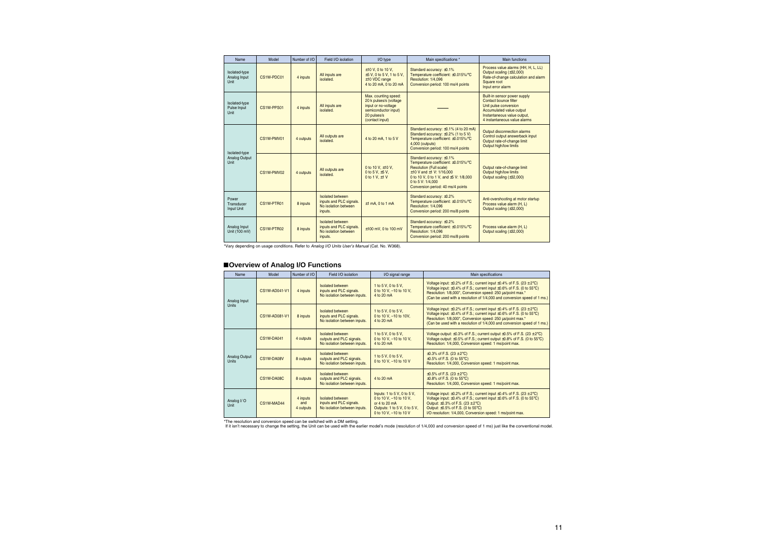| Name | Model | Number of I/O | Field I/O isolation | I/O type | Main specifications * | Main functions |
|---|---|---|---|---|---|---|
| Isolated-type Analog Input Unit | CS1W-PDC01 | 4 inputs | All inputs are isolated. | ±10 V, 0 to 10 V, ±5 V, 0 to 5 V, 1 to 5 V, ±10 VDC range 4 to 20 mA, 0 to 20 mA | Standard accuracy: ±0.1% Temperature coefficient: ±0.015%/°C Resolution: 1/4,096 Conversion period: 100 ms/4 points | Process value alarms (HH, H, L, LL) Output scaling (±32,000) Rate-of-change calculation and alarm Square root Input error alarm |
| Isolated-type Pulse Input Unit | CS1W-PPS01 | 4 inputs | All inputs are isolated. | Max. counting speed: 20 k pulses/s (voltage input or no-voltage semiconductor input) 20 pulses/s (contact input) | —— | Built-in sensor power supply Contact bounce filter Unit pulse conversion Accumulated value output Instantaneous value output, 4 instantaneous value alarms |
| Isolated-type Analog Output Unit | CS1W-PMV01 | 4 outputs | All outputs are isolated. | 4 to 20 mA, 1 to 5 V | Standard accuracy: ±0.1% (4 to 20 mA) Standard accuracy: ±0.2% (1 to 5 V) Temperature coefficient: ±0.015%/°C 4,000 (outputs) Conversion period: 100 ms/4 points | Output disconnection alarms Control output answerback input Output rate-of-change limit Output high/low limits |
| | CS1W-PMV02 | 4 outputs | All outputs are isolated. | 0 to 10 V, ±10 V, 0 to 5 V, ±5 V, 0 to 1 V, ±1 V | Standard accuracy: ±0.1% Temperature coefficient: ±0.015%/°C Resolution (Full scale) ±10 V and ±1 V: 1/16,000 0 to 10 V, 0 to 1 V, and ±5 V: 1/8,000 0 to 5 V: 1/4,000 Conversion period: 40 ms/4 points | Output rate-of-change limit Output high/low limits Output scaling (±32,000) |
| Power Transducer Input Unit | CS1W-PTR01 | 8 inputs | Isolated between inputs and PLC signals. No isolation between inputs. | ±1 mA, 0 to 1 mA | Standard accuracy: ±0.2% Temperature coefficient: ±0.015%/°C Resolution: 1/4,096 Conversion period: 200 ms/8 points | Anti-overshooting at motor startup Process value alarm (H, L) Output scaling (±32,000) |
| Analog Input Unit (100 mV) | CS1W-PTR02 | 8 inputs | Isolated between inputs and PLC signals. No isolation between inputs. | ±100 mV, 0 to 100 mV | Standard accuracy: ±0.2% Temperature coefficient: ±0.015%/°C Resolution: 1/4,096 Conversion period: 200 ms/8 points | Process value alarm (H, L) Output scaling (±32,000) |

*Vary depending on usage conditions. Refer to *Analog I/O Units User's Manual* (Cat. No. W368).

## ■Overview of Analog I/O Functions

| Name | Model | Number of I/O | Field I/O isolation | I/O signal range | Main specifications |
|---|---|---|---|---|---|
| Analog Input Units | CS1W-AD041-V1 | 4 inputs | Isolated between inputs and PLC signals. No isolation between inputs. | 1 to 5 V, 0 to 5 V, 0 to 10 V, −10 to 10 V, 4 to 20 mA | Voltage input: ±0.2% of F.S.; current input ±0.4% of F.S. (23 ±2°C) Voltage input: ±0.4% of F.S.; current input ±0.6% of F.S. (0 to 55°C) Resolution: 1/8,000*, Conversion speed: 250 µs/point max.* (Can be used with a resolution of 1/4,000 and conversion speed of 1 ms.) |
| | CS1W-AD081-V1 | 8 inputs | Isolated between inputs and PLC signals. No isolation between inputs. | 1 to 5 V, 0 to 5 V, 0 to 10 V, −10 to 10V, 4 to 20 mA | Voltage input: ±0.2% of F.S.; current input ±0.4% of F.S. (23 ±2°C) Voltage input: ±0.4% of F.S.; current input ±0.6% of F.S. (0 to 55°C) Resolution: 1/8,000*, Conversion speed: 250 µs/point max.* (Can be used with a resolution of 1/4,000 and conversion speed of 1 ms.) |
| Analog Output Units | CS1W-DA041 | 4 outputs | Isolated between outputs and PLC signals. No isolation between inputs. | 1 to 5 V, 0 to 5 V, 0 to 10 V, −10 to 10 V, 4 to 20 mA | Voltage output: ±0.3% of F.S.; current output ±0.5% of F.S. (23 ±2°C) Voltage output: ±0.5% of F.S.; current output ±0.8% of F.S. (0 to 55°C) Resolution: 1/4,000, Conversion speed: 1 ms/point max. |
| | CS1W-DA08V | 8 outputs | Isolated between outputs and PLC signals. No isolation between inputs. | 1 to 5 V, 0 to 5 V, 0 to 10 V, −10 to 10 V | ±0.3% of F.S. (23 ±2°C) ±0.5% of F.S. (0 to 55°C) Resolution: 1/4,000, Conversion speed: 1 ms/point max. |
| | CS1W-DA08C | 8 outputs | Isolated between outputs and PLC signals. No isolation between inputs. | 4 to 20 mA | ±0.5% of F.S. (23 ±2°C) ±0.8% of F.S. (0 to 55°C) Resolution: 1/4,000, Conversion speed: 1 ms/point max. |
| Analog I/O Unit | CS1W-MAD44 | 4 inputs and 4 outputs | Isolated between inputs and PLC signals. No isolation between inputs. | Inputs: 1 to 5 V, 0 to 5 V, 0 to 10 V, −10 to 10 V, or 4 to 20 mA Outputs: 1 to 5 V, 0 to 5 V, 0 to 10 V, −10 to 10 V | Voltage input: ±0.2% of F.S.; current input ±0.4% of F.S. (23 ±2°C) Voltage input: ±0.4% of F.S.; current input ±0.6% of F.S. (0 to 55°C) Output: ±0.3% of F.S. (23 ±2°C) Output: ±0.5% of F.S. (0 to 55°C) I/O resolution: 1/4,000, Conversion speed: 1 ms/point max. |

*The resolution and conversion speed can be switched with a DM setting.
If it isn't necessary to change the setting, the Unit can be used with the earlier model's mode (resolution of 1/4,000 and conversion speed of 1 ms) just like the conventional model.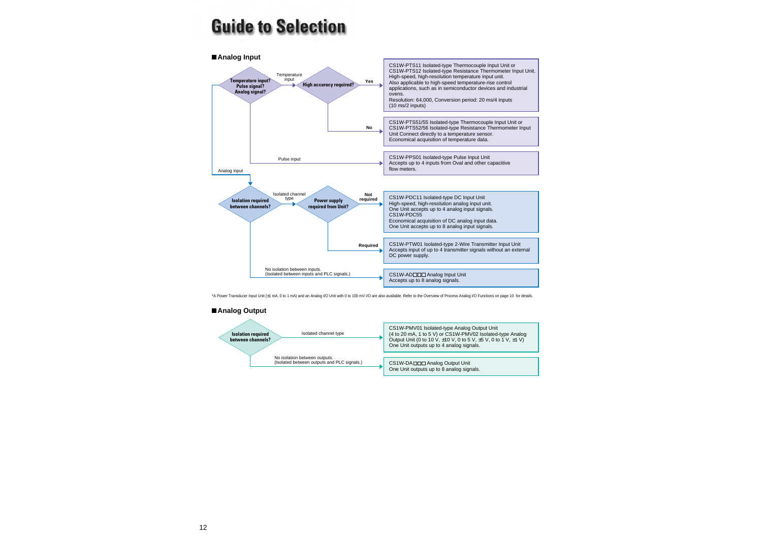# Guide to Selection

## ■ Analog Input

Temperature input? Pulse signal? Analog signal?

Temperature input

High accuracy required?

Yes

CS1W-PTS11 Isolated-type Thermocouple Input Unit or CS1W-PTS12 Isolated-type Resistance Thermometer Input Unit.
High-speed, high-resolution temperature input unit.
Also applicable to high-speed temperature-rise control applications, such as in semiconductor devices and industrial ovens.
Resolution: 64,000, Conversion period: 20 ms/4 inputs (10 ms/2 inputs)

No

CS1W-PTS51/55 Isolated-type Thermocouple Input Unit or CS1W-PTS52/56 Isolated-type Resistance Thermometer Input Unit Connect directly to a temperature sensor.
Economical acquisition of temperature data.

Pulse input

CS1W-PPS01 Isolated-type Pulse Input Unit
Accepts up to 4 inputs from Oval and other capacitive flow meters.

Analog input

Isolation required between channels?

Isolated channel type

Power supply required from Unit?

Not required

CS1W-PDC11 Isolated-type DC Input Unit
High-speed, high-resolution analog input unit.
One Unit accepts up to 4 analog input signals.
CS1W-PDC55
Economical acquisition of DC analog input data.
One Unit accepts up to 8 analog input signals.

Required

CS1W-PTW01 Isolated-type 2-Wire Transmitter Input Unit
Accepts input of up to 4 transmitter signals without an external DC power supply.

No isolation between inputs.
(Isolated between inputs and PLC signals.)

CS1W-AD□□□ Analog Input Unit
Accepts up to 8 analog signals.

*A Power Transducer Input Unit (±1 mA, 0 to 1 mA) and an Analog I/O Unit with 0 to 100 mV I/O are also available. Refer to the Overview of Process Analog I/O Functions on page 10 for details.

## ■ Analog Output

Isolation required between channels?

Isolated channel type

CS1W-PMV01 Isolated-type Analog Output Unit (4 to 20 mA, 1 to 5 V) or CS1W-PMV02 Isolated-type Analog Output Unit (0 to 10 V, ±10 V, 0 to 5 V, ±5 V, 0 to 1 V, ±1 V)
One Unit outputs up to 4 analog signals.

No isolation between outputs.
(Isolated between outputs and PLC signals.)

CS1W-DA□□□ Analog Output Unit
One Unit outputs up to 8 analog signals.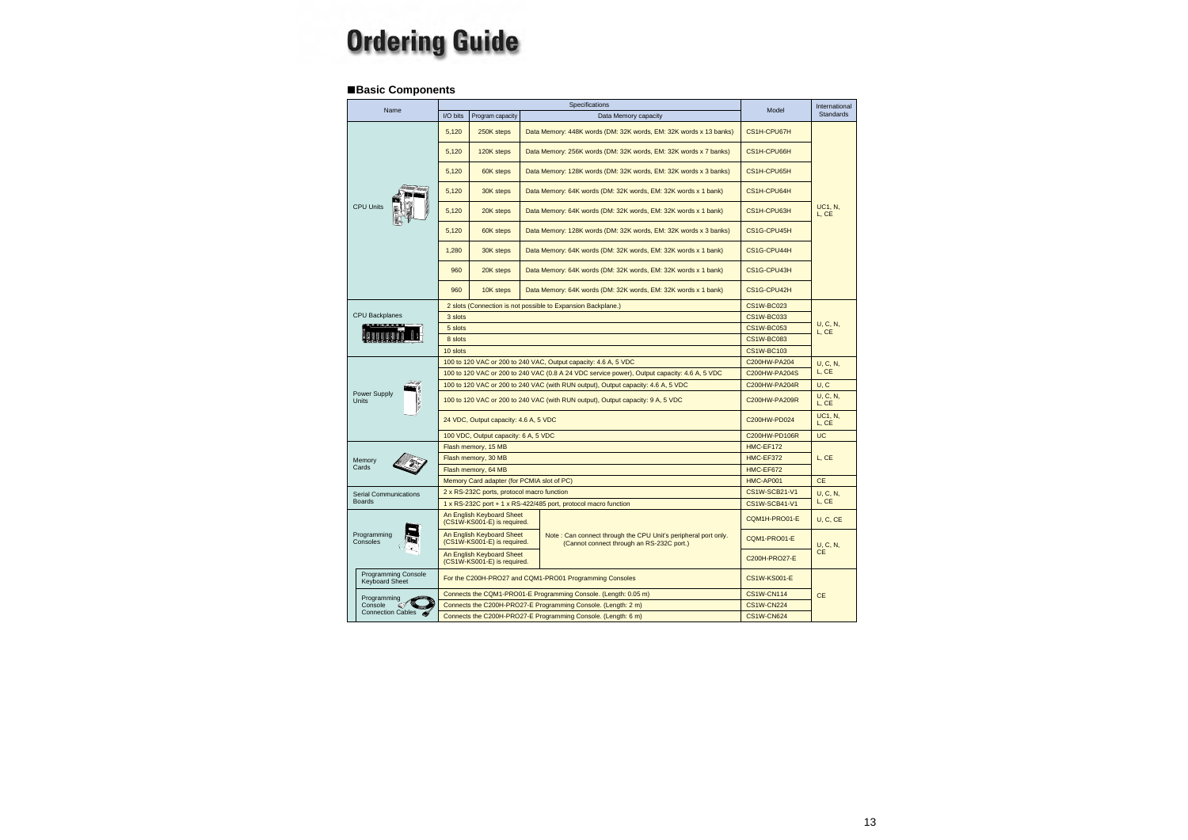# Ordering Guide

## ■Basic Components

| Name | Specifications | | | Model | International Standards |
|---|---|---|---|---|---|
| | I/O bits | Program capacity | Data Memory capacity | | |
| CPU Units | 5,120 | 250K steps | Data Memory: 448K words (DM: 32K words, EM: 32K words x 13 banks) | CS1H-CPU67H | UC1, N, L, CE |
| | 5,120 | 120K steps | Data Memory: 256K words (DM: 32K words, EM: 32K words x 7 banks) | CS1H-CPU66H | |
| | 5,120 | 60K steps | Data Memory: 128K words (DM: 32K words, EM: 32K words x 3 banks) | CS1H-CPU65H | |
| | 5,120 | 30K steps | Data Memory: 64K words (DM: 32K words, EM: 32K words x 1 bank) | CS1H-CPU64H | |
| | 5,120 | 20K steps | Data Memory: 64K words (DM: 32K words, EM: 32K words x 1 bank) | CS1H-CPU63H | |
| | 5,120 | 60K steps | Data Memory: 128K words (DM: 32K words, EM: 32K words x 3 banks) | CS1G-CPU45H | |
| | 1,280 | 30K steps | Data Memory: 64K words (DM: 32K words, EM: 32K words x 1 bank) | CS1G-CPU44H | |
| | 960 | 20K steps | Data Memory: 64K words (DM: 32K words, EM: 32K words x 1 bank) | CS1G-CPU43H | |
| | 960 | 10K steps | Data Memory: 64K words (DM: 32K words, EM: 32K words x 1 bank) | CS1G-CPU42H | |
| CPU Backplanes | 2 slots (Connection is not possible to Expansion Backplane.) | | | CS1W-BC023 | U, C, N, L, CE |
| | 3 slots | | | CS1W-BC033 | |
| | 5 slots | | | CS1W-BC053 | |
| | 8 slots | | | CS1W-BC083 | |
| | 10 slots | | | CS1W-BC103 | |
| Power Supply Units | 100 to 120 VAC or 200 to 240 VAC, Output capacity: 4.6 A, 5 VDC | | | C200HW-PA204 | U, C, N, L, CE |
| | 100 to 120 VAC or 200 to 240 VAC (0.8 A 24 VDC service power), Output capacity: 4.6 A, 5 VDC | | | C200HW-PA204S | |
| | 100 to 120 VAC or 200 to 240 VAC (with RUN output), Output capacity: 4.6 A, 5 VDC | | | C200HW-PA204R | U, C |
| | 100 to 120 VAC or 200 to 240 VAC (with RUN output), Output capacity: 9 A, 5 VDC | | | C200HW-PA209R | U, C, N, L, CE |
| | 24 VDC, Output capacity: 4.6 A, 5 VDC | | | C200HW-PD024 | UC1, N, L, CE |
| | 100 VDC, Output capacity: 6 A, 5 VDC | | | C200HW-PD106R | UC |
| Memory Cards | Flash memory, 15 MB | | | HMC-EF172 | L, CE |
| | Flash memory, 30 MB | | | HMC-EF372 | |
| | Flash memory, 64 MB | | | HMC-EF672 | |
| | Memory Card adapter (for PCMIA slot of PC) | | | HMC-AP001 | CE |
| Serial Communications Boards | 2 x RS-232C ports, protocol macro function | | | CS1W-SCB21-V1 | U, C, N, L, CE |
| | 1 x RS-232C port + 1 x RS-422/485 port, protocol macro function | | | CS1W-SCB41-V1 | |
| Programming Consoles | An English Keyboard Sheet (CS1W-KS001-E) is required. | | Note : Can connect through the CPU Unit's peripheral port only. (Cannot connect through an RS-232C port.) | CQM1H-PRO01-E | U, C, CE |
| | An English Keyboard Sheet (CS1W-KS001-E) is required. | | | CQM1-PRO01-E | U, C, N, CE |
| | An English Keyboard Sheet (CS1W-KS001-E) is required. | | | C200H-PRO27-E | |
| Programming Console Keyboard Sheet | For the C200H-PRO27 and CQM1-PRO01 Programming Consoles | | | CS1W-KS001-E | CE |
| Programming Console Connection Cables | Connects the CQM1-PRO01-E Programming Console. (Length: 0.05 m) | | | CS1W-CN114 | |
| | Connects the C200H-PRO27-E Programming Console. (Length: 2 m) | | | CS1W-CN224 | |
| | Connects the C200H-PRO27-E Programming Console. (Length: 6 m) | | | CS1W-CN624 | |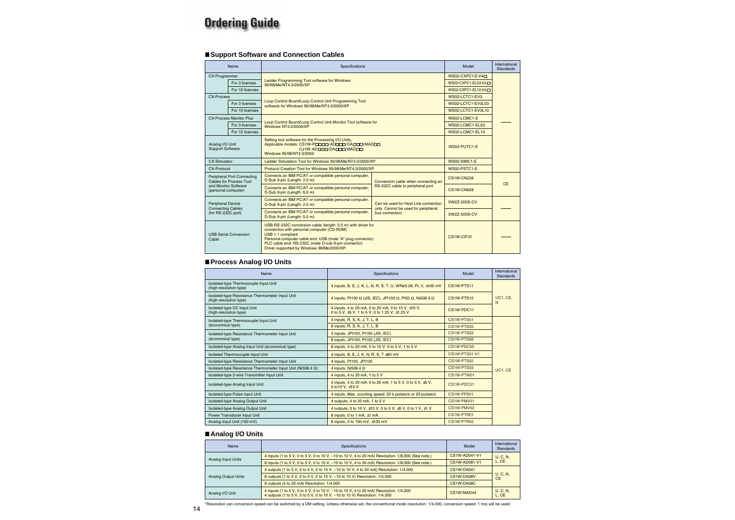# Ordering Guide

## ■Support Software and Connection Cables

| Name | | Specifications | | Model | International Standards |
|---|---|---|---|---|---|
| CX-Programmer | | Ladder Programming Tool software for Windows 95/98/Me/NT4.0/2000/XP | | WS02-CXPC1-E-V4□ | —— |
| | For 3 licenses | | | WS02-CXPC1-EL03-V4□ | |
| | For 10 licenses | | | WS02-CXPC1-EL10-V4□ | |
| CX-Process | | Loop Control Board/Loop Control Unit Programming Tool software for Windows 95/98/Me/NT4.0/2000/XP | | WS02-LCTC1-EV3 | |
| | For 3 licenses | | | WS02-LCTC1-EV3L03 | |
| | For 10 licenses | | | WS02-LCTC1-EV3L10 | |
| CX-Process Monitor Plus | | Loop Control Board/Loop Control Unit Monitor Tool software for Windows NT4.0/2000/XP | | WS02-LCMC1-E | |
| | For 3 licenses | | | WS02-LCMC1-EL03 | |
| | For 10 licenses | | | WS02-LCMC1-EL10 | |
| Analog I/O Unit Support Software | | Setting tool software for the Processing I/O Units, Applicable models: CS1W-P□□□□/AD□□□/DA□□□/MAD□□ CJ1W-AD□□□/DA□□□/MAD□□ Windows 95/98/NT4.0/2000 | | WS02-PUTC1-E | |
| CX-Simulator | | Ladder Simulation Tool for Windows 95/98/Me/NT4.0/2000/XP | | WS02-SIMC1-E | |
| CX-Protocol | | Protocol Creation Tool for Windows 95/98/Me/NT4.0/2000/XP | | WS02-PSTC1-E | |
| Peripheral Port Connecting Cables for Process Tool and Monitor Software (personal computer) | | Connects an IBM PC/AT or compatible personal computer, D-Sub 9-pin (Length: 2.0 m) | Conversion cable when connecting an RS-232C cable to peripheral port | CS1W-CN226 | CE |
| | | Connects an IBM PC/AT or compatible personal computer, D-Sub 9-pin (Length: 6.0 m) | | CS1W-CN626 | |
| Peripheral Device Connecting Cables (for RS-232C port) | | Connects an IBM PC/AT or compatible personal computer, D-Sub 9-pin (Length: 2.0 m) | Can be used for Host Link connection only. Cannot be used for peripheral bus connection. | XW2Z-200S-CV | —— |
| | | Connects an IBM PC/AT or compatible personal computer, D-Sub 9-pin (Length: 5.0 m) | | XW2Z-500S-CV | |
| USB Serial Conversion Cable | | USB-RS-232C conversion cable (length: 0.5 m) with driver for connection with personal computer (CD-ROM) USB 1.1 compliant Personal computer cable end: USB (male "A" plug connector) PLC cable end: RS-232C (male D-sub 9-pin connector) Driver supported by Windows 98/Me/2000/XP. | | CS1W-CIF31 | —— |

## ■Process Analog I/O Units

| Name | Specifications | Model | International Standards |
|---|---|---|---|
| Isolated-type Thermocouple Input Unit (high-resolution type) | 4 inputs, B, E, J, K, L, N, R, S, T, U, WRe5-26, PL II, ±100 mV | CS1W-PTS11 | UC1, CE, N |
| Isolated-type Resistance Thermometer Input Unit (high-resolution type) | 4 inputs, Pt100 Ω (JIS, IEC), JPt100 Ω, Pt50 Ω, Ni508.4 Ω | CS1W-PTS12 | |
| Isolated-type DC Input Unit (high-resolution type) | 4 inputs, 4 to 20 mA, 0 to 20 mA, 0 to 10 V, ±10 V, 0 to 5 V, ±5 V, 1 to 5 V, 0 to 1.25 V, ±1.25 V | CS1W-PDC11 | |
| Isolated-type Thermocouple Input Unit (economical type) | 4 inputs, R, S, K, J, T, L, B | CS1W-PTS51 | UC1, CE |
| | 8 inputs, R, S, K, J, T, L, B | CS1W-PTS55 | |
| Isolated-type Resistance Thermometer Input Unit (economical type) | 4 inputs, JPt100, Pt100 (JIS, IEC) | CS1W-PTS52 | |
| | 8 inputs, JPt100, Pt100 (JIS, IEC) | CS1W-PTS56 | |
| Isolated-type Analog Input Unit (economical type) | 8 inputs, 4 to 20 mA, 0 to 10 V, 0 to 5 V, 1 to 5 V | CS1W-PDC55 | |
| Isolated Thermocouple Input Unit | 4 inputs, B, E, J, K, N, R, S, T ±80 mV | CS1W-PTS01-V1 | |
| Isolated-type Resistance Thermometer Input Unit | 4 inputs, Pt100, JPt100 | CS1W-PTS02 | |
| Isolated-type Resistance Thermometer Input Unit (Ni508.4 Ω) | 4 inputs, Ni508.4 Ω | CS1W-PTS03 | |
| Isolated-type 2-wire Transmitter Input Unit | 4 inputs, 4 to 20 mA, 1 to 5 V | CS1W-PTW01 | |
| Isolated-type Analog Input Unit | 4 inputs, 4 to 20 mA, 0 to 20 mA, 1 to 5 V, 0 to 5 V, ±5 V, 0 to10 V, ±10 V | CS1W-PDC01 | |
| Isolated-type Pulse Input Unit | 4 inputs, Max. counting speed: 20 k pulses/s or 20 pulses/s | CS1W-PPS01 | |
| Isolated-type Analog Output Unit | 4 outputs, 4 to 20 mA, 1 to 5 V | CS1W-PMV01 | |
| Isolated-type Analog Output Unit | 4 outputs, 0 to 10 V, ±10 V, 0 to 5 V, ±5 V, 0 to 1 V, ±1 V | CS1W-PMV02 | |
| Power Transducer Input Unit | 8 inputs, 0 to 1 mA, ±1 mA | CS1W-PTR01 | |
| Analog Input Unit (100 mV) | 8 inputs, 0 to 100 mV, ±100 mV | CS1W-PTR02 | |

## ■Analog I/O Units

| Name | Specifications | Model | International Standards |
|---|---|---|---|
| Analog Input Units | 4 inputs (1 to 5 V, 0 to 5 V, 0 to 10 V, –10 to 10 V, 4 to 20 mA) Resolution: 1/8,000 (See note.) | CS1W-AD041-V1 | U, C, N, L, CE |
| | 8 inputs (1 to 5 V, 0 to 5 V, 0 to 10 V, –10 to 10 V, 4 to 20 mA) Resolution: 1/8,000 (See note.) | CS1W-AD081-V1 | |
| Analog Output Units | 4 outputs (1 to 5 V, 0 to 5 V, 0 to 10 V, –10 to 10 V, 4 to 20 mA) Resolution: 1/4,000 | CS1W-DA041 | U, C, N, CE |
| | 8 outputs (1 to 5 V, 0 to 5 V, 0 to 10 V, –10 to 10 V) Resolution: 1/4,000 | CS1W-DA08V | |
| | 8 outputs (4 to 20 mA) Resolution: 1/4,000 | CS1W-DA08C | |
| Analog I/O Unit | 4 inputs (1 to 5 V, 0 to 5 V, 0 to 10 V, –10 to 10 V, 4 to 20 mA) Resolution: 1/4,000 4 outputs (1 to 5 V, 0 to 5 V, 0 to 10 V, –10 to 10 V) Resolution: 1/4,000 | CS1W-MAD44 | U, C, N, L, CE |

*Resolution can conversion speed can be switched by a DM setting. Unless otherwise set, the conventional mode (resolution: 1/4,000, conversion speed: 1 ms) will be used.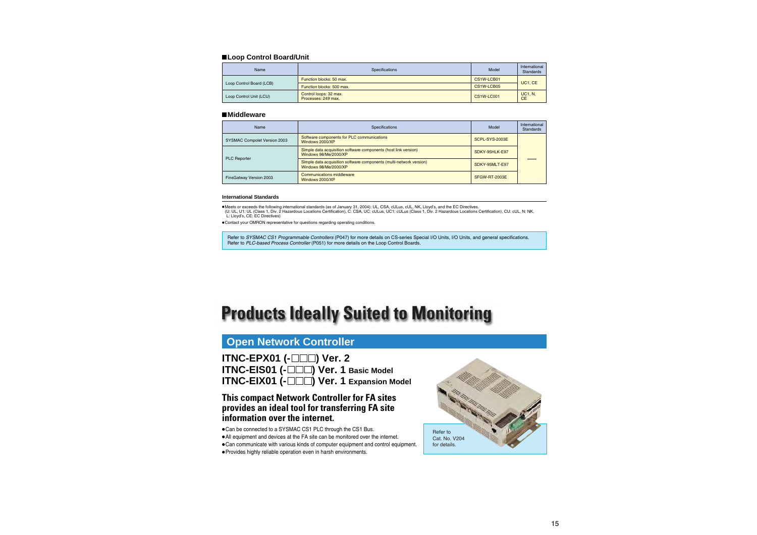## ■Loop Control Board/Unit

| Name | Specifications | Model | International Standards |
|---|---|---|---|
| Loop Control Board (LCB) | Function blocks: 50 max. | CS1W-LCB01 | UC1, CE |
| | Function blocks: 500 max. | CS1W-LCB05 | |
| Loop Control Unit (LCU) | Control loops: 32 max.<br>Processes: 249 max. | CS1W-LC001 | UC1, N, CE |

## ■Middleware

| Name | Specifications | Model | International Standards |
|---|---|---|---|
| SYSMAC Compolet Version 2003 | Software components for PLC communications<br>Windows 2000/XP | SCPL-SYS-2003E | --- |
| PLC Reporter | Simple data acquisition software components (host link version)<br>Windows 98/Me/2000/XP | SDKY-95HLK-E97 | |
| | Simple data acquisition software components (multi-network version)<br>Windows 98/Me/2000/XP | SDKY-95MLT-E97 | |
| FinsGatway Version 2003 | Communications middleware<br>Windows 2000/XP | SFGW-RT-2003E | |

**International Standards**

- Meets or exceeds the following international standards (as of January 31, 2004): UL, CSA, cULus, cUL, NK, Lloyd's, and the EC Directives.
  (U: UL, U1: UL (Class 1, Div. 2 Hazardous Locations Certification), C: CSA, UC: cULus, UC1: cULus (Class 1, Div. 2 Hazardous Locations Certification), CU: cUL, N: NK, L: Lloyd's, CE: EC Directives)
- Contact your OMRON representative for questions regarding operating conditions.

Refer to *SYSMAC CS1 Programmable Controllers* (P047) for more details on CS-series Special I/O Units, I/O Units, and general specifications.
Refer to *PLC-based Process Controller* (P051) for more details on the Loop Control Boards.

# Products Ideally Suited to Monitoring

## Open Network Controller

### ITNC-EPX01 (-□□□) Ver. 2
### ITNC-EIS01 (-□□□) Ver. 1 Basic Model
### ITNC-EIX01 (-□□□) Ver. 1 Expansion Model

**This compact Network Controller for FA sites provides an ideal tool for transferring FA site information over the internet.**

- Can be connected to a SYSMAC CS1 PLC through the CS1 Bus.
- All equipment and devices at the FA site can be monitored over the internet.
- Can communicate with various kinds of computer equipment and control equipment.
- Provides highly reliable operation even in harsh environments.

Refer to Cat. No. V204 for details.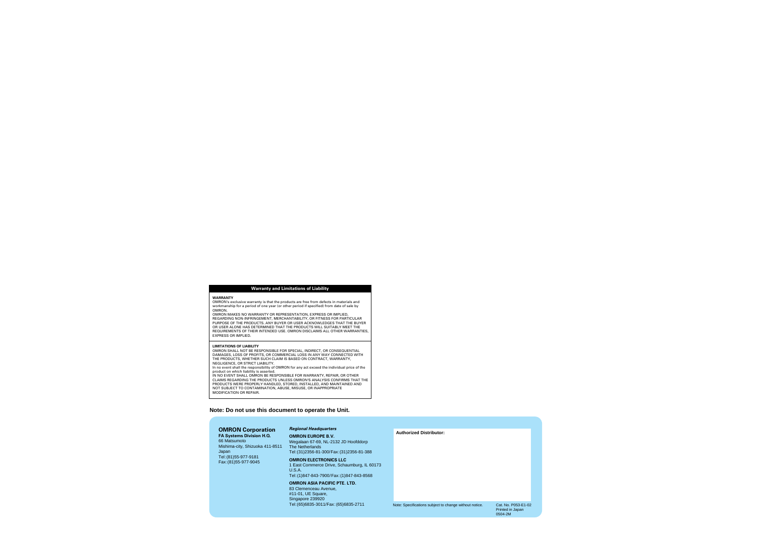## Warranty and Limitations of Liability

**WARRANTY**

OMRON's exclusive warranty is that the products are free from defects in materials and workmanship for a period of one year (or other period if specified) from date of sale by OMRON.

OMRON MAKES NO WARRANTY OR REPRESENTATION, EXPRESS OR IMPLIED, REGARDING NON-INFRINGEMENT, MERCHANTABILITY, OR FITNESS FOR PARTICULAR PURPOSE OF THE PRODUCTS. ANY BUYER OR USER ACKNOWLEDGES THAT THE BUYER OR USER ALONE HAS DETERMINED THAT THE PRODUCTS WILL SUITABLY MEET THE REQUIREMENTS OF THEIR INTENDED USE. OMRON DISCLAIMS ALL OTHER WARRANTIES, EXPRESS OR IMPLIED.

**LIMITATIONS OF LIABILITY**

OMRON SHALL NOT BE RESPONSIBLE FOR SPECIAL, INDIRECT, OR CONSEQUENTIAL DAMAGES, LOSS OF PROFITS, OR COMMERCIAL LOSS IN ANY WAY CONNECTED WITH THE PRODUCTS, WHETHER SUCH CLAIM IS BASED ON CONTRACT, WARRANTY, NEGLIGENCE, OR STRICT LIABILITY.

In no event shall the responsibility of OMRON for any act exceed the individual price of the product on which liability is asserted.

IN NO EVENT SHALL OMRON BE RESPONSIBLE FOR WARRANTY, REPAIR, OR OTHER CLAIMS REGARDING THE PRODUCTS UNLESS OMRON'S ANALYSIS CONFIRMS THAT THE PRODUCTS WERE PROPERLY HANDLED, STORED, INSTALLED, AND MAINTAINED AND NOT SUBJECT TO CONTAMINATION, ABUSE, MISUSE, OR INAPPROPRIATE MODIFICATION OR REPAIR.

**Note: Do not use this document to operate the Unit.**

**OMRON Corporation**
**FA Systems Division H.Q.**
66 Matsumoto
Mishima-city, Shizuoka 411-8511
Japan
Tel:(81)55-977-9181
Fax:(81)55-977-9045

***Regional Headquarters***

**OMRON EUROPE B.V.**
Wegalaan 67-69, NL-2132 JD Hoofddorp
The Netherlands
Tel:(31)2356-81-300/Fax:(31)2356-81-388

**OMRON ELECTRONICS LLC**
1 East Commerce Drive, Schaumburg, IL 60173
U.S.A.
Tel:(1)847-843-7900/Fax:(1)847-843-8568

**OMRON ASIA PACIFIC PTE. LTD.**
83 Clemenceau Avenue,
#11-01, UE Square,
Singapore 239920
Tel:(65)6835-3011/Fax:(65)6835-2711

**Authorized Distributor:**

Note: Specifications subject to change without notice.

Cat. No. P053-E1-02
Printed in Japan
0504-2M